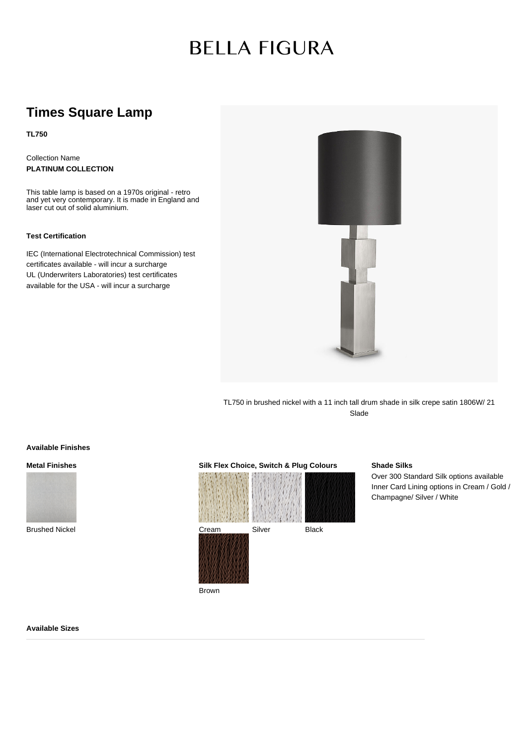# BELLA FIGURA

## Times Square Lamp

**TL750**

Collection Name
**PLATINUM COLLECTION**

This table lamp is based on a 1970s original - retro and yet very contemporary. It is made in England and laser cut out of solid aluminium.

**Test Certification**

IEC (International Electrotechnical Commission) test certificates available - will incur a surcharge
UL (Underwriters Laboratories) test certificates available for the USA - will incur a surcharge

TL750 in brushed nickel with a 11 inch tall drum shade in silk crepe satin 1806W/ 21 Slade

**Available Finishes**

**Metal Finishes**

Brushed Nickel

**Silk Flex Choice, Switch & Plug Colours**

Cream
Silver
Black
Brown

**Shade Silks**

Over 300 Standard Silk options available
Inner Card Lining options in Cream / Gold / Champagne/ Silver / White

**Available Sizes**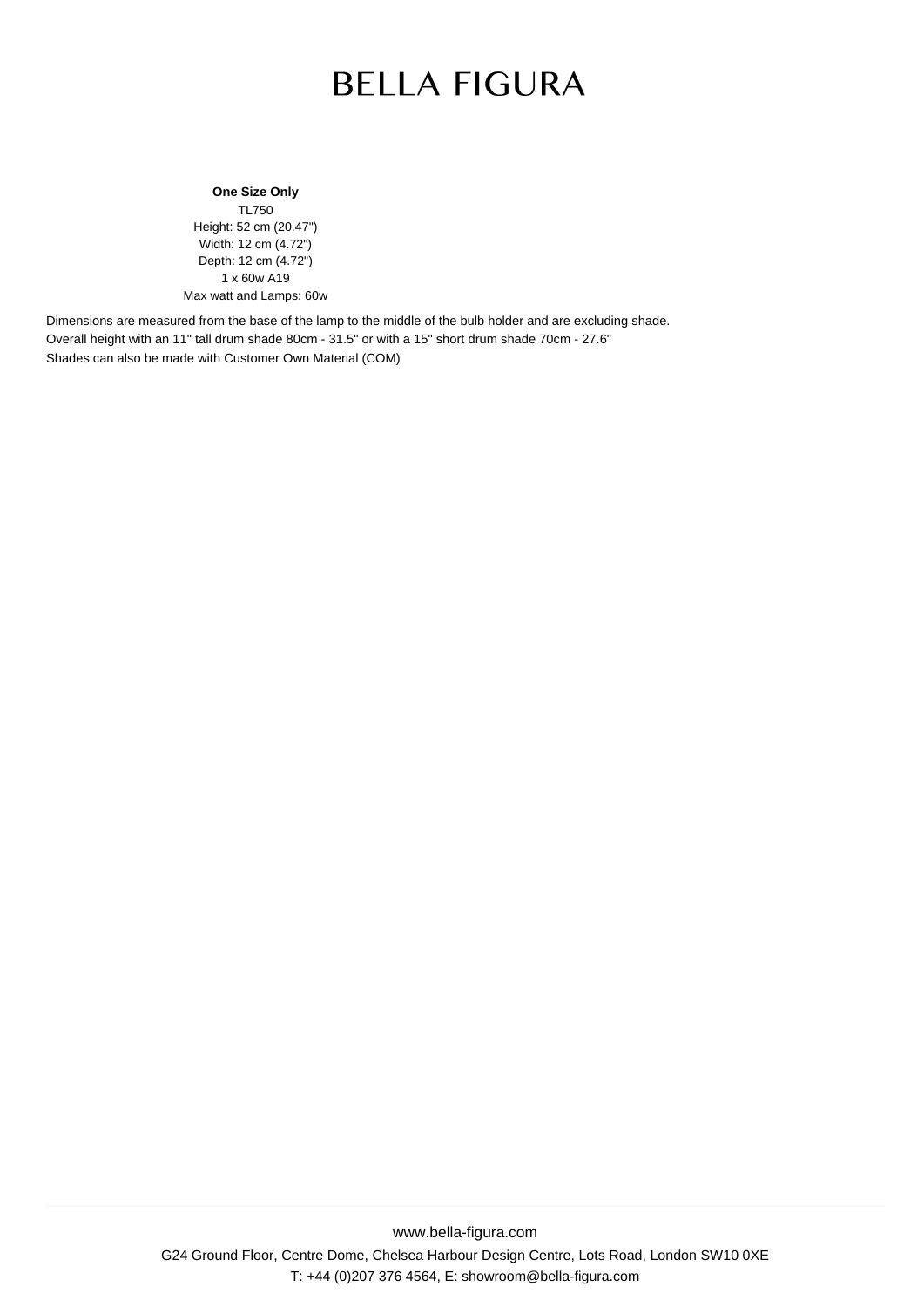# BELLA FIGURA

**One Size Only**

TL750
Height: 52 cm (20.47")
Width: 12 cm (4.72")
Depth: 12 cm (4.72")
1 x 60w A19
Max watt and Lamps: 60w

Dimensions are measured from the base of the lamp to the middle of the bulb holder and are excluding shade.
Overall height with an 11" tall drum shade 80cm - 31.5" or with a 15" short drum shade 70cm - 27.6"
Shades can also be made with Customer Own Material (COM)

www.bella-figura.com
G24 Ground Floor, Centre Dome, Chelsea Harbour Design Centre, Lots Road, London SW10 0XE
T: +44 (0)207 376 4564, E: showroom@bella-figura.com